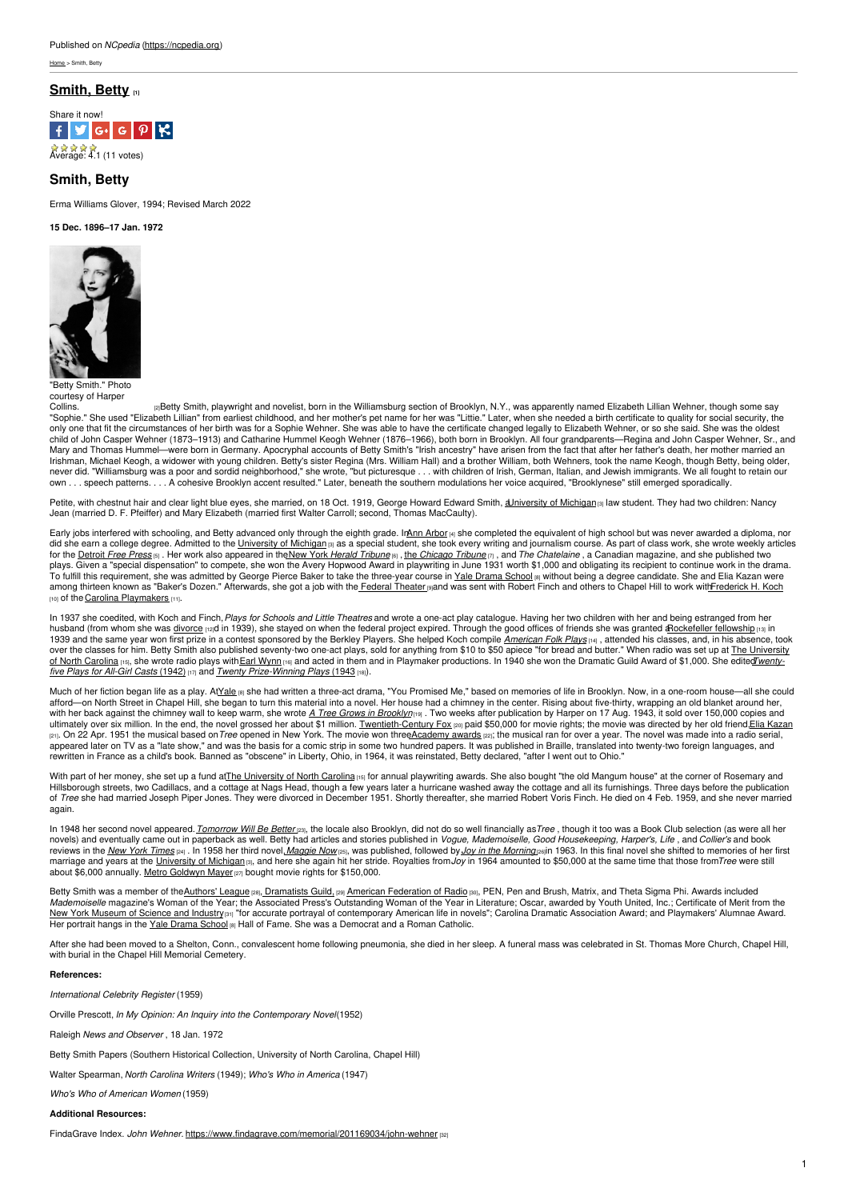Published on *NCpedia* (https://ncpedia.org)

Home > Smith, Betty

# Smith, Betty [1]

Share it now!

Average: 4.1 (11 votes)

## Smith, Betty

Erma Williams Glover, 1994; Revised March 2022

**15 Dec. 1896–17 Jan. 1972**

"Betty Smith." Photo courtesy of Harper Collins. [2]

Betty Smith, playwright and novelist, born in the Williamsburg section of Brooklyn, N.Y., was apparently named Elizabeth Lillian Wehner, though some say "Sophie." She used "Elizabeth Lillian" from earliest childhood, and her mother's pet name for her was "Littie." Later, when she needed a birth certificate to quality for social security, the only one that fit the circumstances of her birth was for a Sophie Wehner. She was able to have the certificate changed legally to Elizabeth Wehner, or so she said. She was the oldest child of John Casper Wehner (1873–1913) and Catharine Hummel Keogh Wehner (1876–1966), both born in Brooklyn. All four grandparents—Regina and John Casper Wehner, Sr., and Mary and Thomas Hummel—were born in Germany. Apocryphal accounts of Betty Smith's "Irish ancestry" have arisen from the fact that after her father's death, her mother married an Irishman, Michael Keogh, a widower with young children. Betty's sister Regina (Mrs. William Hall) and a brother William, both Wehners, took the name Keogh, though Betty, being older, never did. "Williamsburg was a poor and sordid neighborhood," she wrote, "but picturesque . . . with children of Irish, German, Italian, and Jewish immigrants. We all fought to retain our own . . . speech patterns. . . . A cohesive Brooklyn accent resulted." Later, beneath the southern modulations her voice acquired, "Brooklynese" still emerged sporadically.

Petite, with chestnut hair and clear light blue eyes, she married, on 18 Oct. 1919, George Howard Edward Smith, a University of Michigan [3] law student. They had two children: Nancy Jean (married D. F. Pfeiffer) and Mary Elizabeth (married first Walter Carroll; second, Thomas MacCaulty).

Early jobs interfered with schooling, and Betty advanced only through the eighth grade. In Ann Arbor [4] she completed the equivalent of high school but was never awarded a diploma, nor did she earn a college degree. Admitted to the University of Michigan [3] as a special student, she took every writing and journalism course. As part of class work, she wrote weekly articles for the Detroit *Free Press* [5] . Her work also appeared in the New York *Herald Tribune* [6] , the *Chicago Tribune* [7] , and *The Chatelaine* , a Canadian magazine, and she published two plays. Given a "special dispensation" to compete, she won the Avery Hopwood Award in playwriting in June 1931 worth $1,000 and obligating its recipient to continue work in the drama. To fulfill this requirement, she was admitted by George Pierce Baker to take the three-year course in Yale Drama School [8] without being a degree candidate. She and Elia Kazan were among thirteen known as "Baker's Dozen." Afterwards, she got a job with the Federal Theater [9] and was sent with Robert Finch and others to Chapel Hill to work with Frederick H. Koch [10] of the Carolina Playmakers [11].

In 1937 she coedited, with Koch and Finch, *Plays for Schools and Little Theatres* and wrote a one-act play catalogue. Having her two children with her and being estranged from her husband (from whom she was divorce [12]d in 1939), she stayed on when the federal project expired. Through the good offices of friends she was granted a Rockefeller fellowship [13] in 1939 and the same year won first prize in a contest sponsored by the Berkley Players. She helped Koch compile *American Folk Plays* [14] , attended his classes, and, in his absence, took over the classes for him. Betty Smith also published seventy-two one-act plays, sold for anything from $10 to $50 apiece "for bread and butter." When radio was set up at The University of North Carolina [15], she wrote radio plays with Earl Wynn [16] and acted in them and in Playmaker productions. In 1940 she won the Dramatic Guild Award of $1,000. She edited *Twenty-five Plays for All-Girl Casts* (1942) [17] and *Twenty Prize-Winning Plays* (1943 [18]).

Much of her fiction began life as a play. At Yale [8] she had written a three-act drama, "You Promised Me," based on memories of life in Brooklyn. Now, in a one-room house—all she could afford—on North Street in Chapel Hill, she began to turn this material into a novel. Her house had a chimney in the center. Rising about five-thirty, wrapping an old blanket around her, with her back against the chimney wall to keep warm, she wrote *A Tree Grows in Brooklyn* [19] . Two weeks after publication by Harper on 17 Aug. 1943, it sold over 150,000 copies and ultimately over six million. In the end, the novel grossed her about $1 million. Twentieth-Century Fox [20] paid $50,000 for movie rights; the movie was directed by her old friend Elia Kazan [21]. On 22 Apr. 1951 the musical based on *Tree* opened in New York. The movie won three Academy awards [22]; the musical ran for over a year. The novel was made into a radio serial, appeared later on TV as a "late show," and was the basis for a comic strip in some two hundred papers. It was published in Braille, translated into twenty-two foreign languages, and rewritten in France as a child's book. Banned as "obscene" in Liberty, Ohio, in 1964, it was reinstated, Betty declared, "after I went out to Ohio."

With part of her money, she set up a fund at The University of North Carolina [15] for annual playwriting awards. She also bought "the old Mangum house" at the corner of Rosemary and Hillsborough streets, two Cadillacs, and a cottage at Nags Head, though a few years later a hurricane washed away the cottage and all its furnishings. Three days before the publication of *Tree* she had married Joseph Piper Jones. They were divorced in December 1951. Shortly thereafter, she married Robert Voris Finch. He died on 4 Feb. 1959, and she never married again.

In 1948 her second novel appeared. *Tomorrow Will Be Better* [23], the locale also Brooklyn, did not do so well financially as *Tree* , though it too was a Book Club selection (as were all her novels) and eventually came out in paperback as well. Betty had articles and stories published in *Vogue, Mademoiselle, Good Housekeeping, Harper's, Life* , and *Collier's* and book reviews in the *New York Times* [24] . In 1958 her third novel, *Maggie Now* [25], was published, followed by *Joy in the Morning* [26] in 1963. In this final novel she shifted to memories of her first marriage and years at the University of Michigan [3], and here she again hit her stride. Royalties from *Joy* in 1964 amounted to $50,000 at the same time that those from *Tree* were still about $6,000 annually. Metro Goldwyn Mayer [27] bought movie rights for $150,000.

Betty Smith was a member of the Authors' League [28], Dramatists Guild, [29] American Federation of Radio [30], PEN, Pen and Brush, Matrix, and Theta Sigma Phi. Awards included *Mademoiselle* magazine's Woman of the Year; the Associated Press's Outstanding Woman of the Year in Literature; Oscar, awarded by Youth United, Inc.; Certificate of Merit from the New York Museum of Science and Industry [31] "for accurate portrayal of contemporary American life in novels"; Carolina Dramatic Association Award; and Playmakers' Alumnae Award. Her portrait hangs in the Yale Drama School [8] Hall of Fame. She was a Democrat and a Roman Catholic.

After she had been moved to a Shelton, Conn., convalescent home following pneumonia, she died in her sleep. A funeral mass was celebrated in St. Thomas More Church, Chapel Hill, with burial in the Chapel Hill Memorial Cemetery.

**References:**

*International Celebrity Register* (1959)

Orville Prescott, *In My Opinion: An Inquiry into the Contemporary Novel* (1952)

Raleigh *News and Observer* , 18 Jan. 1972

Betty Smith Papers (Southern Historical Collection, University of North Carolina, Chapel Hill)

Walter Spearman, *North Carolina Writers* (1949); *Who's Who in America* (1947)

*Who's Who of American Women* (1959)

**Additional Resources:**

FindaGrave Index. *John Wehner.* https://www.findagrave.com/memorial/201169034/john-wehner [32]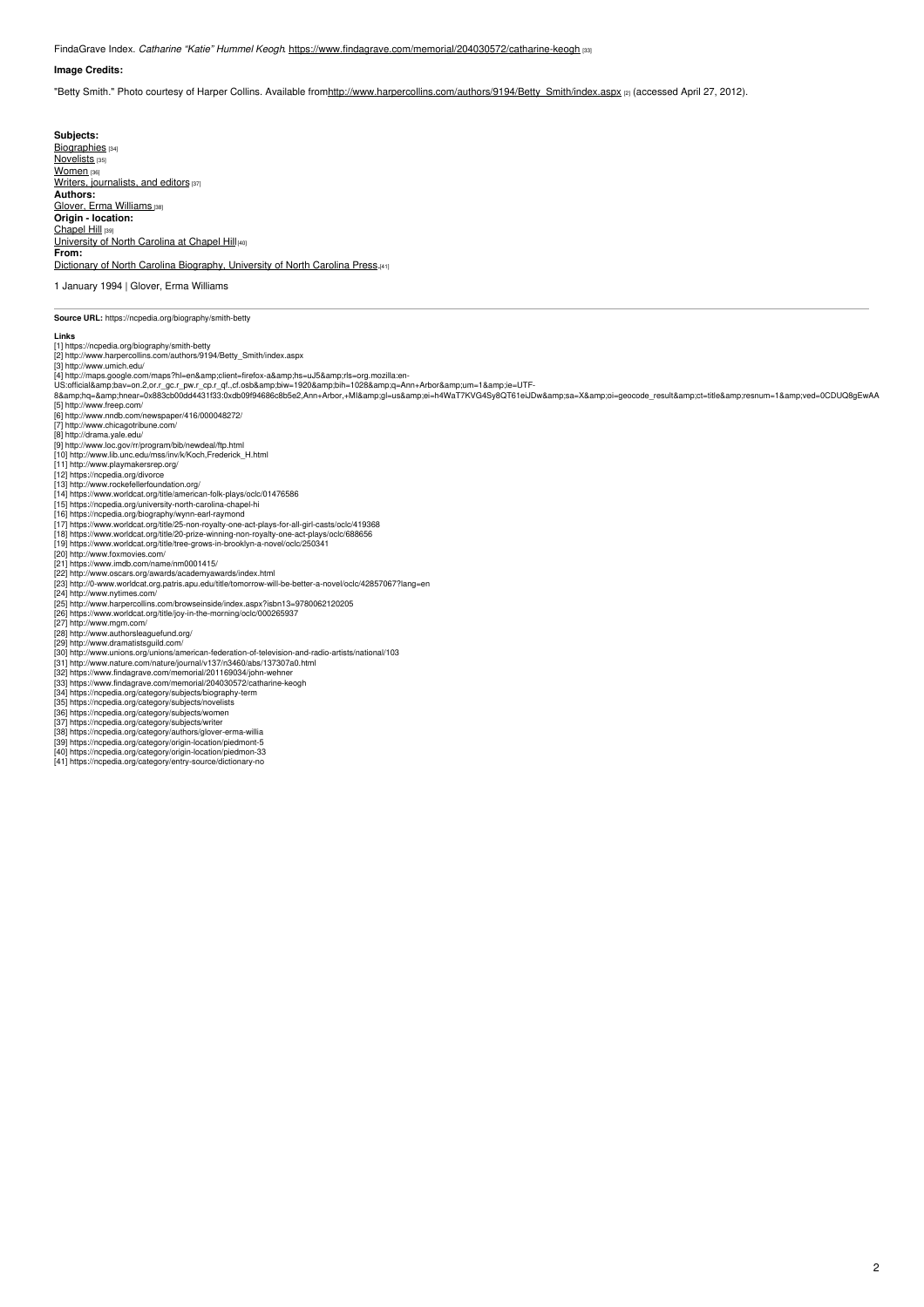FindaGrave Index. *Catharine "Katie" Hummel Keogh*. https://www.findagrave.com/memorial/204030572/catharine-keogh [33]

**Image Credits:**

"Betty Smith." Photo courtesy of Harper Collins. Available fromhttp://www.harpercollins.com/authors/9194/Betty_Smith/index.aspx [2] (accessed April 27, 2012).

**Subjects:**
Biographies [34]
Novelists [35]
Women [36]
Writers, journalists, and editors [37]
**Authors:**
Glover, Erma Williams [38]
**Origin - location:**
Chapel Hill [39]
University of North Carolina at Chapel Hill [40]
**From:**
Dictionary of North Carolina Biography, University of North Carolina Press. [41]

1 January 1994 | Glover, Erma Williams

---

**Source URL:** https://ncpedia.org/biography/smith-betty

**Links**
[1] https://ncpedia.org/biography/smith-betty
[2] http://www.harpercollins.com/authors/9194/Betty_Smith/index.aspx
[3] http://www.umich.edu/
[4] http://maps.google.com/maps?hl=en&amp;client=firefox-a&amp;hs=uJ5&amp;rls=org.mozilla:en-US:official&amp;bav=on.2,or.r_gc.r_pw.r_cp.r_qf.,cf.osb&amp;biw=1920&amp;bih=1028&amp;q=Ann+Arbor&amp;um=1&amp;ie=UTF-8&amp;hq=&amp;hnear=0x883cb00dd4431f33:0xdb09f94686c8b5e2,Ann+Arbor,+MI&amp;gl=us&amp;ei=h4WaT7KVG4Sy8QT61eiJDw&amp;sa=X&amp;oi=geocode_result&amp;ct=title&amp;resnum=1&amp;ved=0CDUQ8gEwAA
[5] http://www.freep.com/
[6] http://www.nndb.com/newspaper/416/000048272/
[7] http://www.chicagotribune.com/
[8] http://drama.yale.edu/
[9] http://www.loc.gov/rr/program/bib/newdeal/ftp.html
[10] http://www.lib.unc.edu/mss/inv/k/Koch,Frederick_H.html
[11] http://www.playmakersrep.org/
[12] https://ncpedia.org/divorce
[13] http://www.rockefellerfoundation.org/
[14] https://www.worldcat.org/title/american-folk-plays/oclc/01476586
[15] https://ncpedia.org/university-north-carolina-chapel-hi
[16] https://ncpedia.org/biography/wynn-earl-raymond
[17] https://www.worldcat.org/title/25-non-royalty-one-act-plays-for-all-girl-casts/oclc/419368
[18] https://www.worldcat.org/title/20-prize-winning-non-royalty-one-act-plays/oclc/688656
[19] https://www.worldcat.org/title/tree-grows-in-brooklyn-a-novel/oclc/250341
[20] http://www.foxmovies.com/
[21] https://www.imdb.com/name/nm0001415/
[22] http://www.oscars.org/awards/academyawards/index.html
[23] http://0-www.worldcat.org.patris.apu.edu/title/tomorrow-will-be-better-a-novel/oclc/42857067?lang=en
[24] http://www.nytimes.com/
[25] http://www.harpercollins.com/browseinside/index.aspx?isbn13=9780062120205
[26] https://www.worldcat.org/title/joy-in-the-morning/oclc/000265937
[27] http://www.mgm.com/
[28] http://www.authorsleaguefund.org/
[29] http://www.dramatistsguild.com/
[30] http://www.unions.org/unions/american-federation-of-television-and-radio-artists/national/103
[31] http://www.nature.com/nature/journal/v137/n3460/abs/137307a0.html
[32] https://www.findagrave.com/memorial/201169034/john-wehner
[33] https://www.findagrave.com/memorial/204030572/catharine-keogh
[34] https://ncpedia.org/category/subjects/biography-term
[35] https://ncpedia.org/category/subjects/novelists
[36] https://ncpedia.org/category/subjects/women
[37] https://ncpedia.org/category/subjects/writer
[38] https://ncpedia.org/category/authors/glover-erma-willia
[39] https://ncpedia.org/category/origin-location/piedmont-5
[40] https://ncpedia.org/category/origin-location/piedmon-33
[41] https://ncpedia.org/category/entry-source/dictionary-no